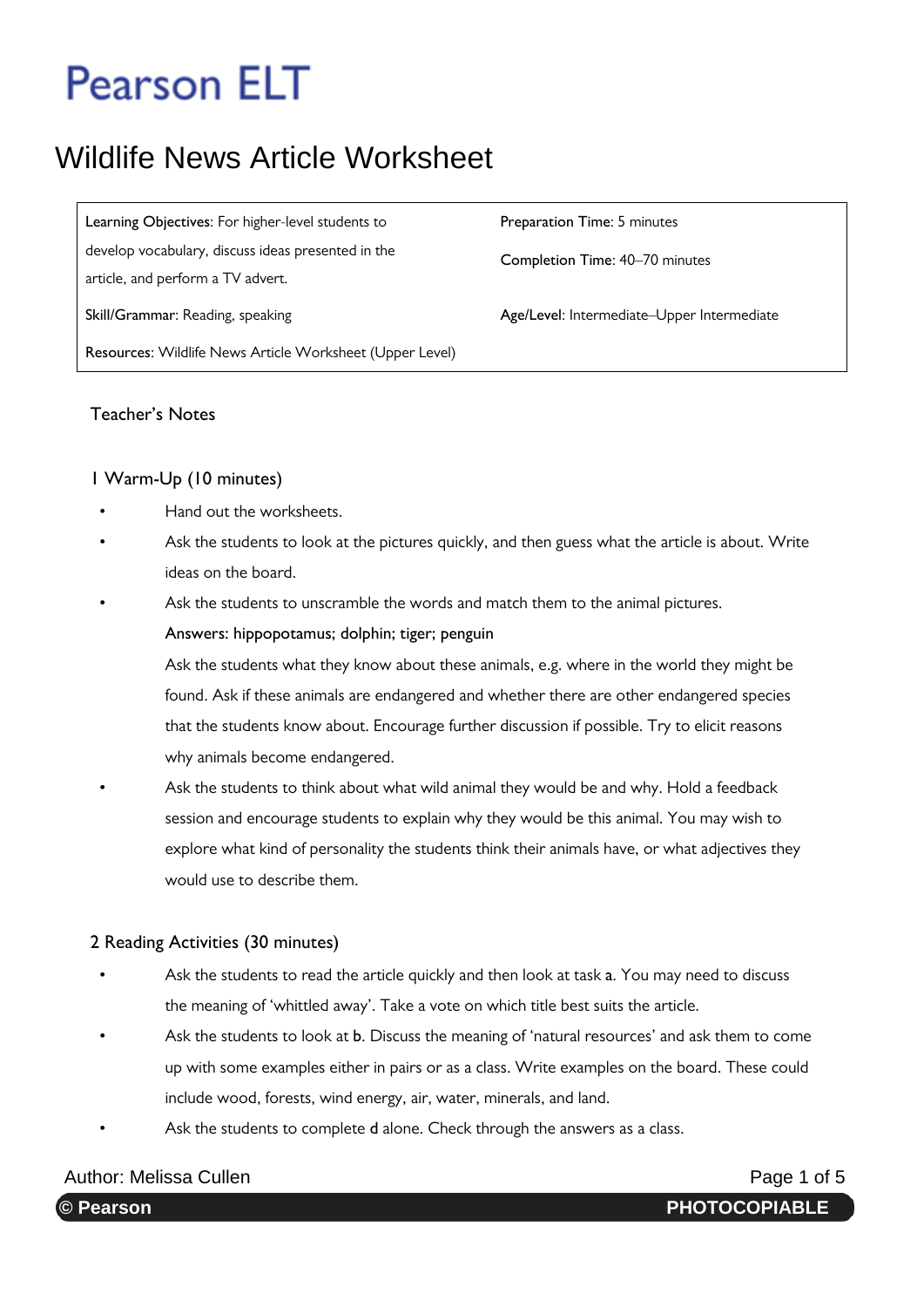# Pearson ELT

## Wildlife News Article Worksheet

| | |
|---|---|
| Learning Objectives: For higher-level students to develop vocabulary, discuss ideas presented in the article, and perform a TV advert. | Preparation Time: 5 minutes<br>Completion Time: 40–70 minutes |
| Skill/Grammar: Reading, speaking | Age/Level: Intermediate–Upper Intermediate |
| Resources: Wildlife News Article Worksheet (Upper Level) | |

### Teacher's Notes

#### 1 Warm-Up (10 minutes)

- Hand out the worksheets.
- Ask the students to look at the pictures quickly, and then guess what the article is about. Write ideas on the board.
- Ask the students to unscramble the words and match them to the animal pictures.

  **Answers: hippopotamus; dolphin; tiger; penguin**

  Ask the students what they know about these animals, e.g. where in the world they might be found. Ask if these animals are endangered and whether there are other endangered species that the students know about. Encourage further discussion if possible. Try to elicit reasons why animals become endangered.
- Ask the students to think about what wild animal they would be and why. Hold a feedback session and encourage students to explain why they would be this animal. You may wish to explore what kind of personality the students think their animals have, or what adjectives they would use to describe them.

#### 2 Reading Activities (30 minutes)

- Ask the students to read the article quickly and then look at task **a**. You may need to discuss the meaning of 'whittled away'. Take a vote on which title best suits the article.
- Ask the students to look at **b**. Discuss the meaning of 'natural resources' and ask them to come up with some examples either in pairs or as a class. Write examples on the board. These could include wood, forests, wind energy, air, water, minerals, and land.
- Ask the students to complete **d** alone. Check through the answers as a class.

Author: Melissa Cullen

© Pearson PHOTOCOPIABLE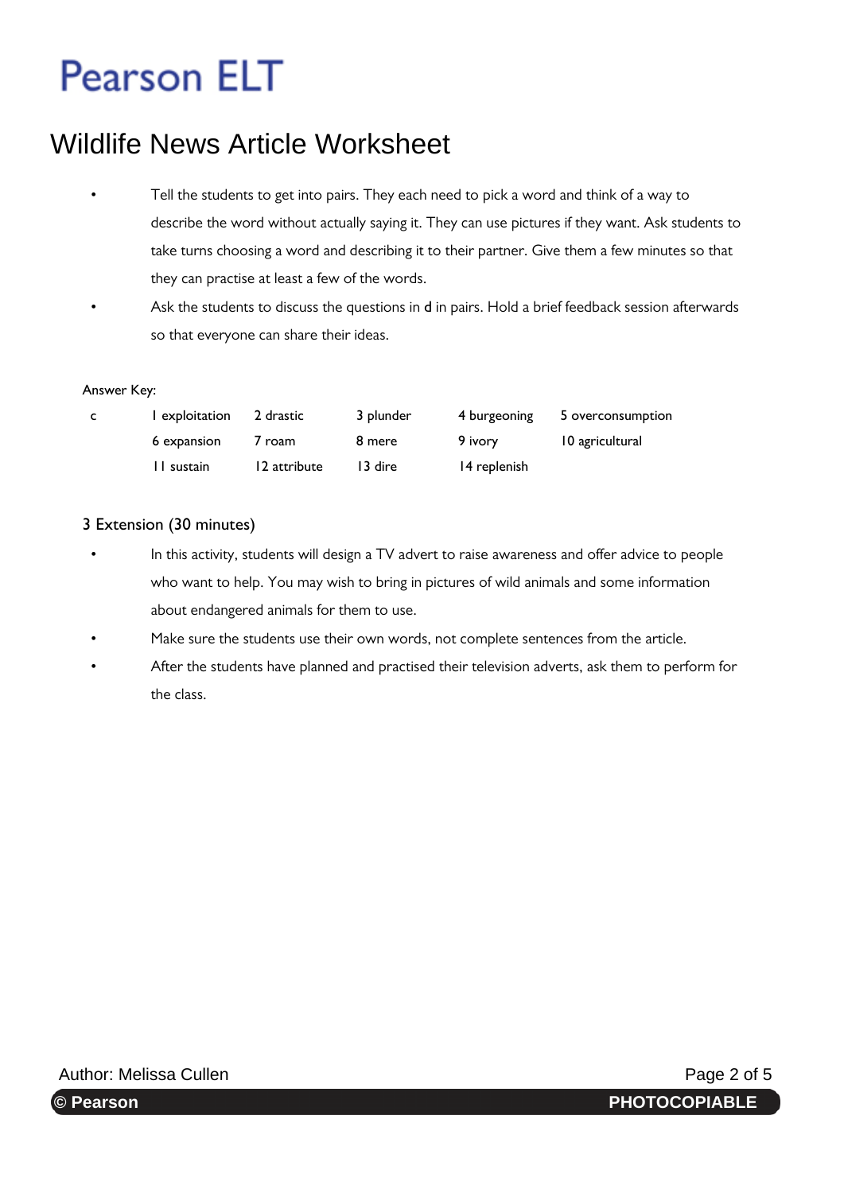# Pearson ELT

## Wildlife News Article Worksheet

- Tell the students to get into pairs. They each need to pick a word and think of a way to describe the word without actually saying it. They can use pictures if they want. Ask students to take turns choosing a word and describing it to their partner. Give them a few minutes so that they can practise at least a few of the words.
- Ask the students to discuss the questions in **d** in pairs. Hold a brief feedback session afterwards so that everyone can share their ideas.

Answer Key:

| c | 1 exploitation | 2 drastic | 3 plunder | 4 burgeoning | 5 overconsumption |
|---|---|---|---|---|---|
| | 6 expansion | 7 roam | 8 mere | 9 ivory | 10 agricultural |
| | 11 sustain | 12 attribute | 13 dire | 14 replenish | |

### 3 Extension (30 minutes)

- In this activity, students will design a TV advert to raise awareness and offer advice to people who want to help. You may wish to bring in pictures of wild animals and some information about endangered animals for them to use.
- Make sure the students use their own words, not complete sentences from the article.
- After the students have planned and practised their television adverts, ask them to perform for the class.

Author: Melissa Cullen

© Pearson PHOTOCOPIABLE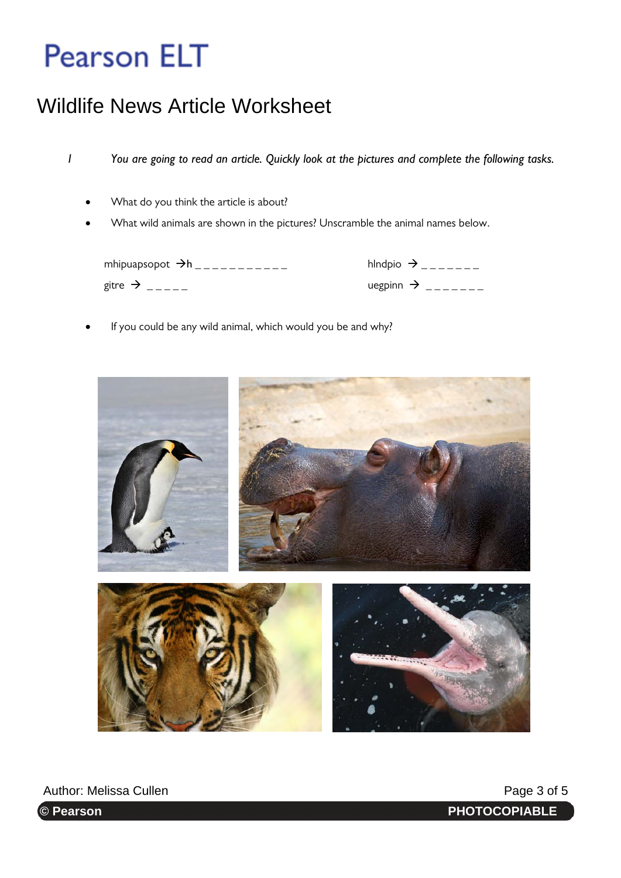# Pearson ELT

## Wildlife News Article Worksheet

1 *You are going to read an article. Quickly look at the pictures and complete the following tasks.*

- What do you think the article is about?
- What wild animals are shown in the pictures? Unscramble the animal names below.

mhipuapsopot → **h** _ _ _ _ _ _ _ _ _ _ _

hlndpio → _ _ _ _ _ _ _

gitre → _ _ _ _ _

uegpinn → _ _ _ _ _ _ _

- If you could be any wild animal, which would you be and why?

Author: Melissa Cullen

© Pearson PHOTOCOPIABLE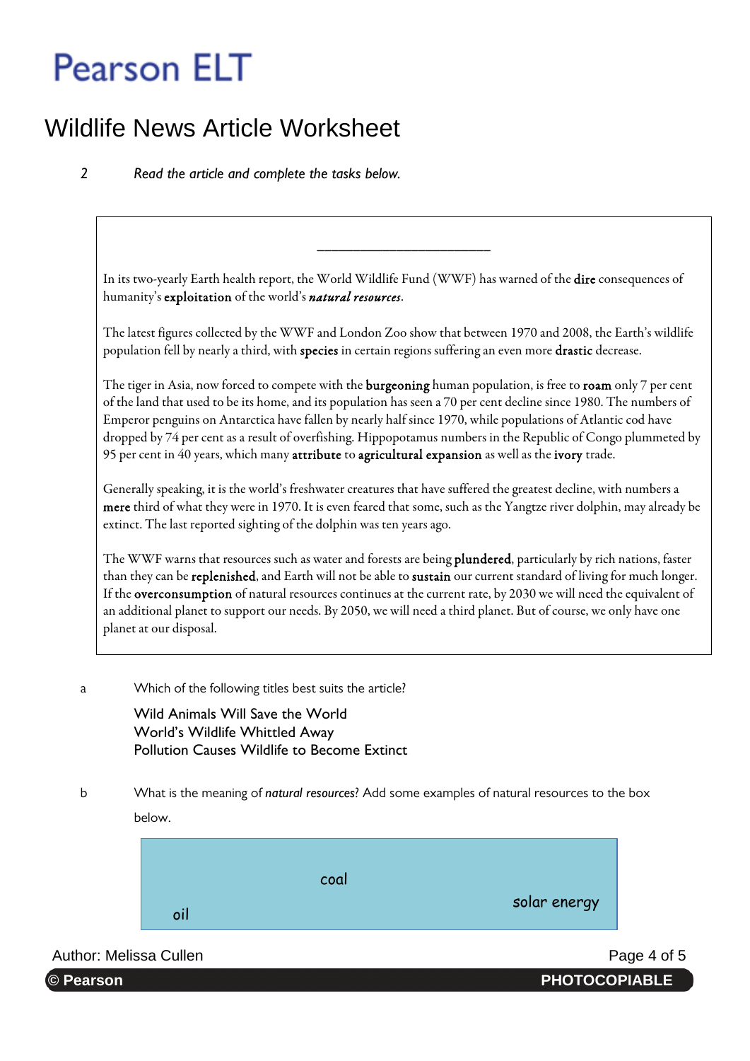Pearson ELT

# Wildlife News Article Worksheet

2 *Read the article and complete the tasks below.*

______________________

In its two-yearly Earth health report, the World Wildlife Fund (WWF) has warned of the **dire** consequences of humanity's **exploitation** of the world's ***natural resources***.

The latest figures collected by the WWF and London Zoo show that between 1970 and 2008, the Earth's wildlife population fell by nearly a third, with **species** in certain regions suffering an even more **drastic** decrease.

The tiger in Asia, now forced to compete with the **burgeoning** human population, is free to **roam** only 7 per cent of the land that used to be its home, and its population has seen a 70 per cent decline since 1980. The numbers of Emperor penguins on Antarctica have fallen by nearly half since 1970, while populations of Atlantic cod have dropped by 74 per cent as a result of overfishing. Hippopotamus numbers in the Republic of Congo plummeted by 95 per cent in 40 years, which many **attribute** to **agricultural expansion** as well as the **ivory** trade.

Generally speaking, it is the world's freshwater creatures that have suffered the greatest decline, with numbers a **mere** third of what they were in 1970. It is even feared that some, such as the Yangtze river dolphin, may already be extinct. The last reported sighting of the dolphin was ten years ago.

The WWF warns that resources such as water and forests are being **plundered**, particularly by rich nations, faster than they can be **replenished**, and Earth will not be able to **sustain** our current standard of living for much longer. If the **overconsumption** of natural resources continues at the current rate, by 2030 we will need the equivalent of an additional planet to support our needs. By 2050, we will need a third planet. But of course, we only have one planet at our disposal.

a Which of the following titles best suits the article?

Wild Animals Will Save the World
World's Wildlife Whittled Away
Pollution Causes Wildlife to Become Extinct

b What is the meaning of *natural resources*? Add some examples of natural resources to the box below.

coal
solar energy
oil

Author: Melissa Cullen
© Pearson PHOTOCOPIABLE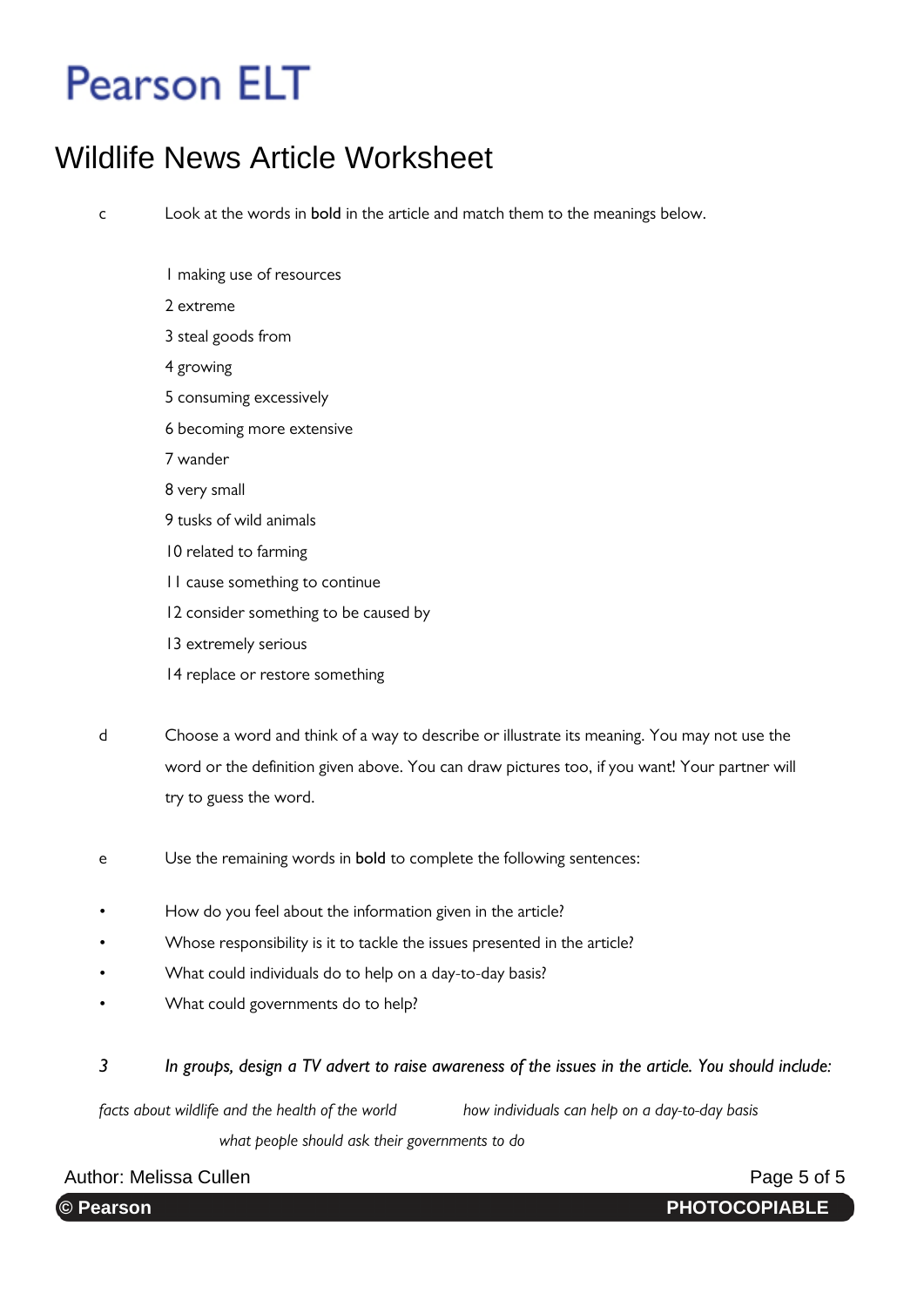# Pearson ELT

## Wildlife News Article Worksheet

c Look at the words in **bold** in the article and match them to the meanings below.

1 making use of resources
2 extreme
3 steal goods from
4 growing
5 consuming excessively
6 becoming more extensive
7 wander
8 very small
9 tusks of wild animals
10 related to farming
11 cause something to continue
12 consider something to be caused by
13 extremely serious
14 replace or restore something

d Choose a word and think of a way to describe or illustrate its meaning. You may not use the word or the definition given above. You can draw pictures too, if you want! Your partner will try to guess the word.

e Use the remaining words in **bold** to complete the following sentences:

- How do you feel about the information given in the article?
- Whose responsibility is it to tackle the issues presented in the article?
- What could individuals do to help on a day-to-day basis?
- What could governments do to help?

*3 In groups, design a TV advert to raise awareness of the issues in the article. You should include:*

*facts about wildlife and the health of the world*

*how individuals can help on a day-to-day basis*

*what people should ask their governments to do*

Author: Melissa Cullen

© Pearson PHOTOCOPIABLE